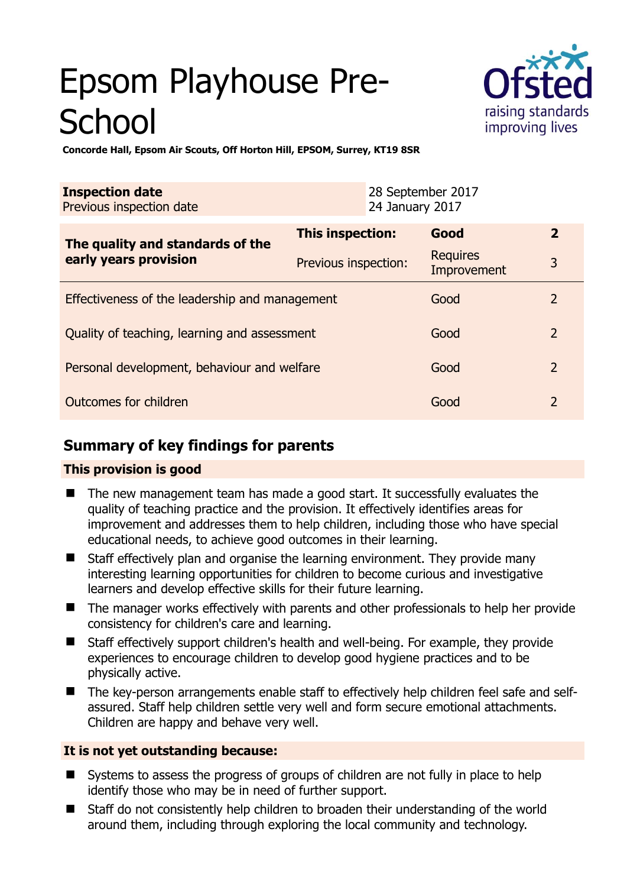# Epsom Playhouse Pre-School

**Concorde Hall, Epsom Air Scouts, Off Horton Hill, EPSOM, Surrey, KT19 8SR**

| **Inspection date** | 28 September 2017 |
|---|---|
| Previous inspection date | 24 January 2017 |

| **The quality and standards of the early years provision** | **This inspection:** | **Good** | **2** |
|---|---|---|---|
| | Previous inspection: | Requires Improvement | 3 |
| Effectiveness of the leadership and management | | Good | 2 |
| Quality of teaching, learning and assessment | | Good | 2 |
| Personal development, behaviour and welfare | | Good | 2 |
| Outcomes for children | | Good | 2 |

## Summary of key findings for parents

### This provision is good

- The new management team has made a good start. It successfully evaluates the quality of teaching practice and the provision. It effectively identifies areas for improvement and addresses them to help children, including those who have special educational needs, to achieve good outcomes in their learning.
- Staff effectively plan and organise the learning environment. They provide many interesting learning opportunities for children to become curious and investigative learners and develop effective skills for their future learning.
- The manager works effectively with parents and other professionals to help her provide consistency for children's care and learning.
- Staff effectively support children's health and well-being. For example, they provide experiences to encourage children to develop good hygiene practices and to be physically active.
- The key-person arrangements enable staff to effectively help children feel safe and self-assured. Staff help children settle very well and form secure emotional attachments. Children are happy and behave very well.

### It is not yet outstanding because:

- Systems to assess the progress of groups of children are not fully in place to help identify those who may be in need of further support.
- Staff do not consistently help children to broaden their understanding of the world around them, including through exploring the local community and technology.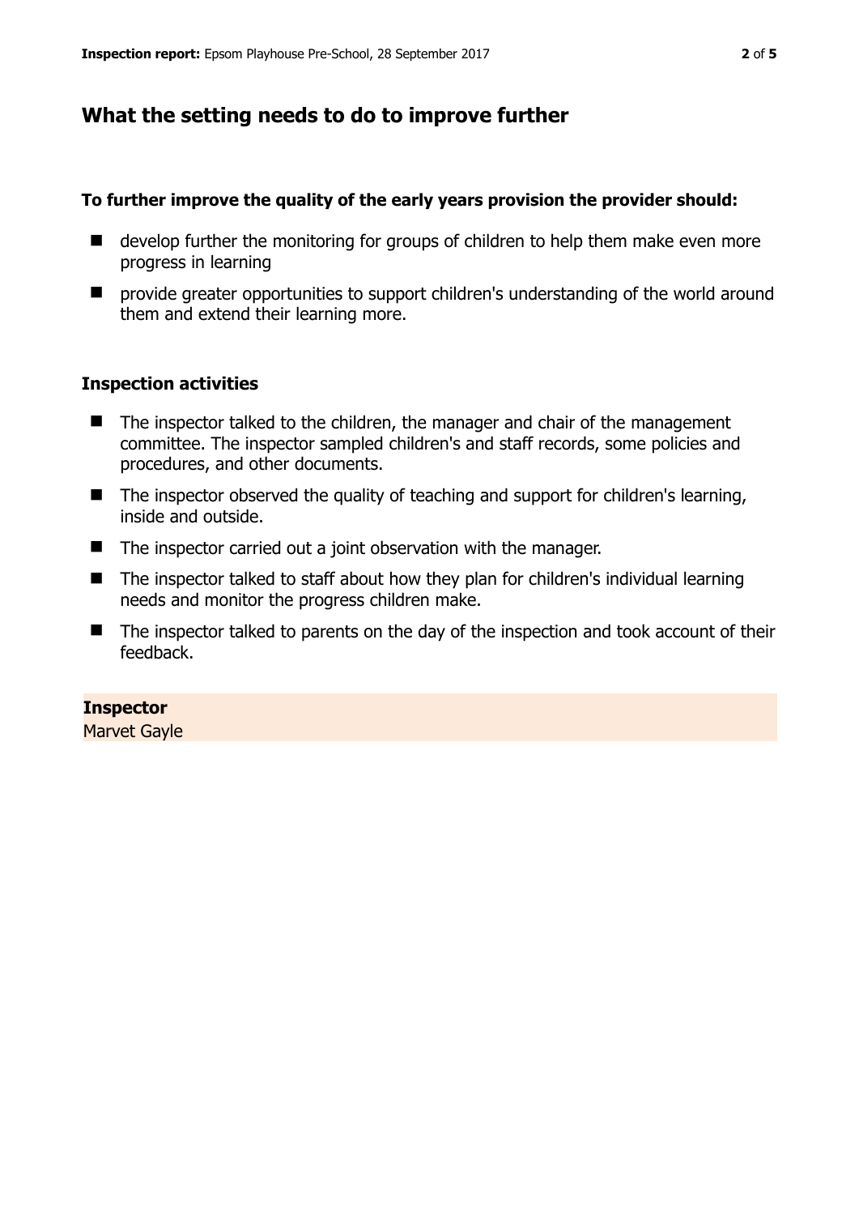## What the setting needs to do to improve further

**To further improve the quality of the early years provision the provider should:**

- develop further the monitoring for groups of children to help them make even more progress in learning
- provide greater opportunities to support children's understanding of the world around them and extend their learning more.

### Inspection activities

- The inspector talked to the children, the manager and chair of the management committee. The inspector sampled children's and staff records, some policies and procedures, and other documents.
- The inspector observed the quality of teaching and support for children's learning, inside and outside.
- The inspector carried out a joint observation with the manager.
- The inspector talked to staff about how they plan for children's individual learning needs and monitor the progress children make.
- The inspector talked to parents on the day of the inspection and took account of their feedback.

**Inspector**
Marvet Gayle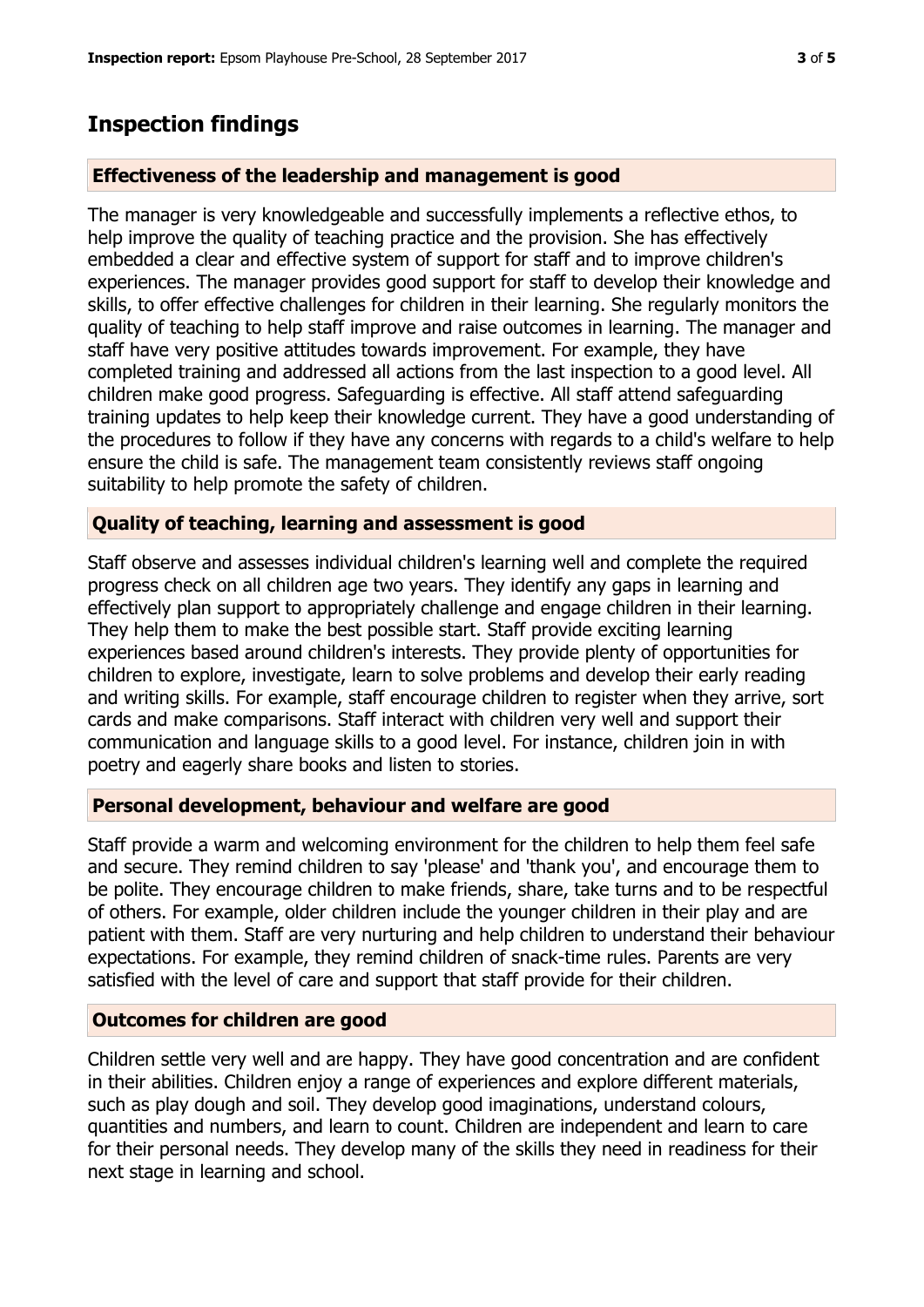## Inspection findings

### Effectiveness of the leadership and management is good

The manager is very knowledgeable and successfully implements a reflective ethos, to help improve the quality of teaching practice and the provision. She has effectively embedded a clear and effective system of support for staff and to improve children's experiences. The manager provides good support for staff to develop their knowledge and skills, to offer effective challenges for children in their learning. She regularly monitors the quality of teaching to help staff improve and raise outcomes in learning. The manager and staff have very positive attitudes towards improvement. For example, they have completed training and addressed all actions from the last inspection to a good level. All children make good progress. Safeguarding is effective. All staff attend safeguarding training updates to help keep their knowledge current. They have a good understanding of the procedures to follow if they have any concerns with regards to a child's welfare to help ensure the child is safe. The management team consistently reviews staff ongoing suitability to help promote the safety of children.

### Quality of teaching, learning and assessment is good

Staff observe and assesses individual children's learning well and complete the required progress check on all children age two years. They identify any gaps in learning and effectively plan support to appropriately challenge and engage children in their learning. They help them to make the best possible start. Staff provide exciting learning experiences based around children's interests. They provide plenty of opportunities for children to explore, investigate, learn to solve problems and develop their early reading and writing skills. For example, staff encourage children to register when they arrive, sort cards and make comparisons. Staff interact with children very well and support their communication and language skills to a good level. For instance, children join in with poetry and eagerly share books and listen to stories.

### Personal development, behaviour and welfare are good

Staff provide a warm and welcoming environment for the children to help them feel safe and secure. They remind children to say 'please' and 'thank you', and encourage them to be polite. They encourage children to make friends, share, take turns and to be respectful of others. For example, older children include the younger children in their play and are patient with them. Staff are very nurturing and help children to understand their behaviour expectations. For example, they remind children of snack-time rules. Parents are very satisfied with the level of care and support that staff provide for their children.

### Outcomes for children are good

Children settle very well and are happy. They have good concentration and are confident in their abilities. Children enjoy a range of experiences and explore different materials, such as play dough and soil. They develop good imaginations, understand colours, quantities and numbers, and learn to count. Children are independent and learn to care for their personal needs. They develop many of the skills they need in readiness for their next stage in learning and school.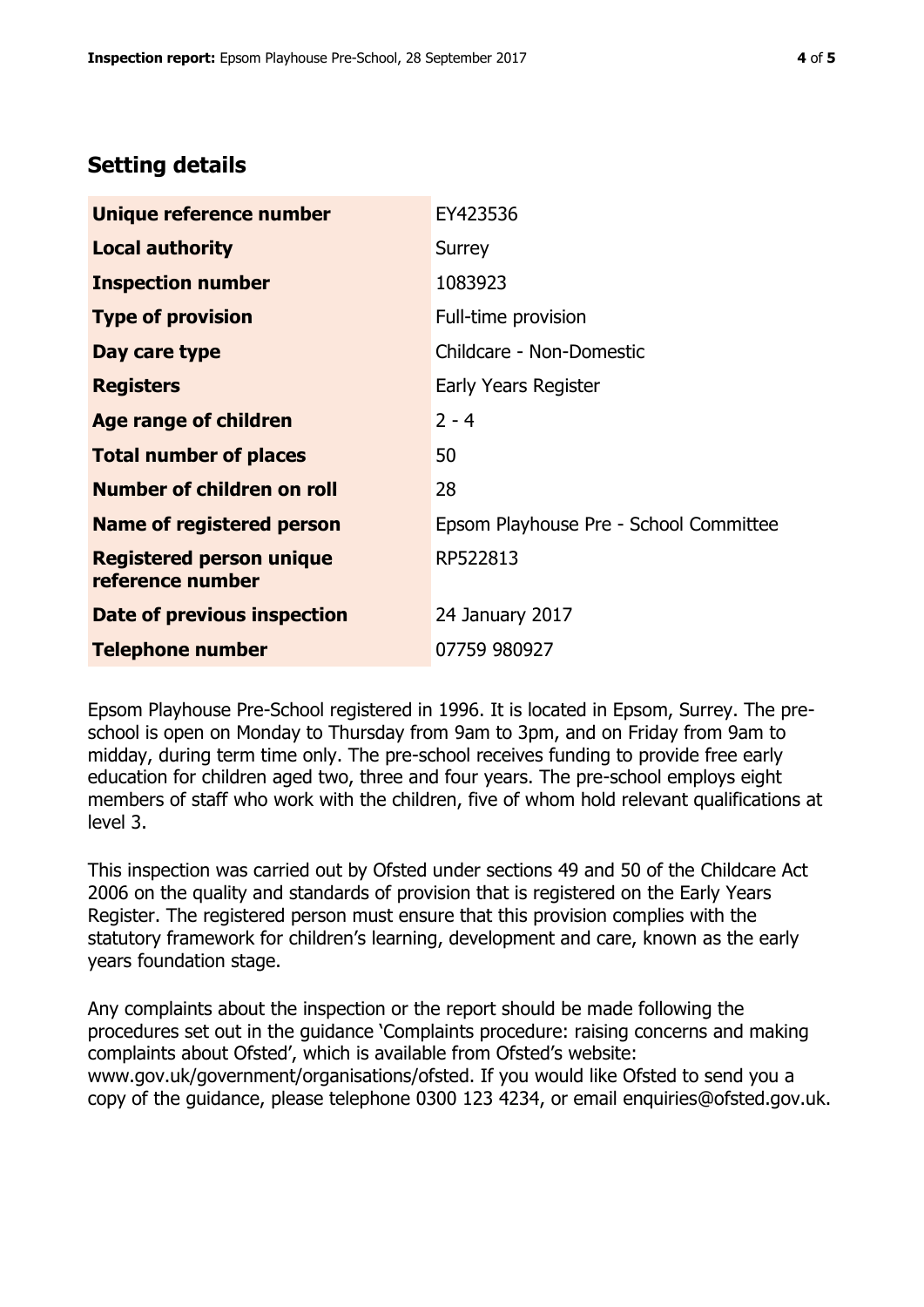## Setting details

| | |
|---|---|
| **Unique reference number** | EY423536 |
| **Local authority** | Surrey |
| **Inspection number** | 1083923 |
| **Type of provision** | Full-time provision |
| **Day care type** | Childcare - Non-Domestic |
| **Registers** | Early Years Register |
| **Age range of children** | 2 - 4 |
| **Total number of places** | 50 |
| **Number of children on roll** | 28 |
| **Name of registered person** | Epsom Playhouse Pre - School Committee |
| **Registered person unique reference number** | RP522813 |
| **Date of previous inspection** | 24 January 2017 |
| **Telephone number** | 07759 980927 |

Epsom Playhouse Pre-School registered in 1996. It is located in Epsom, Surrey. The pre-school is open on Monday to Thursday from 9am to 3pm, and on Friday from 9am to midday, during term time only. The pre-school receives funding to provide free early education for children aged two, three and four years. The pre-school employs eight members of staff who work with the children, five of whom hold relevant qualifications at level 3.

This inspection was carried out by Ofsted under sections 49 and 50 of the Childcare Act 2006 on the quality and standards of provision that is registered on the Early Years Register. The registered person must ensure that this provision complies with the statutory framework for children's learning, development and care, known as the early years foundation stage.

Any complaints about the inspection or the report should be made following the procedures set out in the guidance 'Complaints procedure: raising concerns and making complaints about Ofsted', which is available from Ofsted's website: www.gov.uk/government/organisations/ofsted. If you would like Ofsted to send you a copy of the guidance, please telephone 0300 123 4234, or email enquiries@ofsted.gov.uk.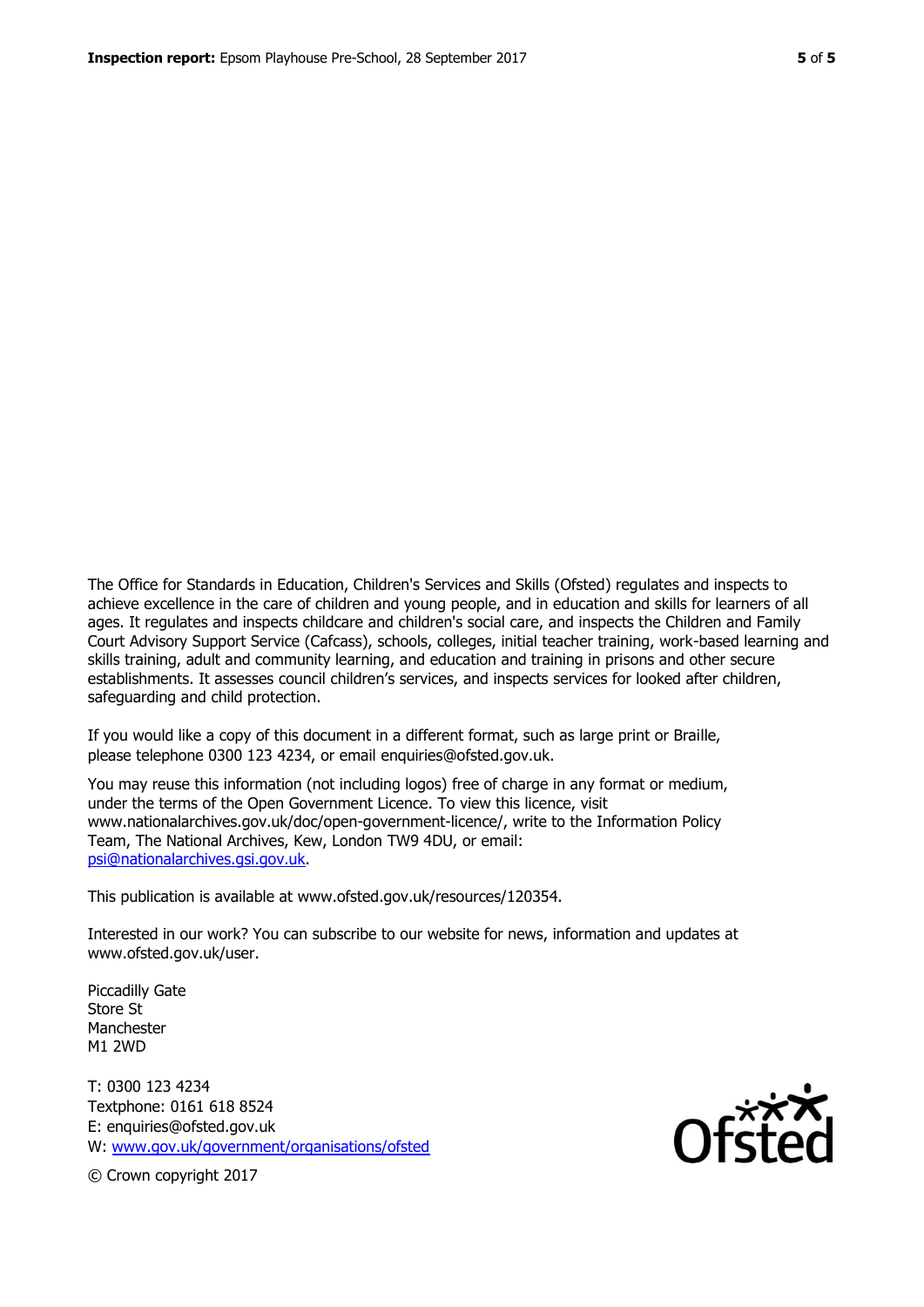The Office for Standards in Education, Children's Services and Skills (Ofsted) regulates and inspects to achieve excellence in the care of children and young people, and in education and skills for learners of all ages. It regulates and inspects childcare and children's social care, and inspects the Children and Family Court Advisory Support Service (Cafcass), schools, colleges, initial teacher training, work-based learning and skills training, adult and community learning, and education and training in prisons and other secure establishments. It assesses council children's services, and inspects services for looked after children, safeguarding and child protection.

If you would like a copy of this document in a different format, such as large print or Braille, please telephone 0300 123 4234, or email enquiries@ofsted.gov.uk.

You may reuse this information (not including logos) free of charge in any format or medium, under the terms of the Open Government Licence. To view this licence, visit www.nationalarchives.gov.uk/doc/open-government-licence/, write to the Information Policy Team, The National Archives, Kew, London TW9 4DU, or email: [psi@nationalarchives.gsi.gov.uk](mailto:psi@nationalarchives.gsi.gov.uk).

This publication is available at www.ofsted.gov.uk/resources/120354.

Interested in our work? You can subscribe to our website for news, information and updates at www.ofsted.gov.uk/user.

Piccadilly Gate
Store St
Manchester
M1 2WD

T: 0300 123 4234
Textphone: 0161 618 8524
E: enquiries@ofsted.gov.uk
W: [www.gov.uk/government/organisations/ofsted](http://www.gov.uk/government/organisations/ofsted)

© Crown copyright 2017